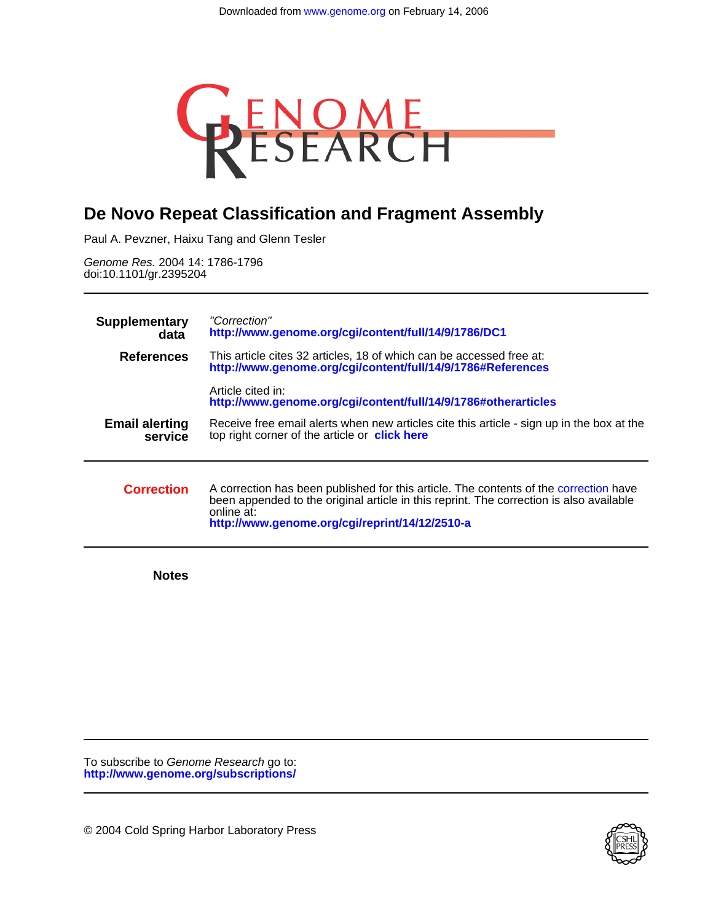Downloaded from www.genome.org on February 14, 2006

# Genome Research

## De Novo Repeat Classification and Fragment Assembly

Paul A. Pevzner, Haixu Tang and Glenn Tesler

*Genome Res.* 2004 14: 1786-1796
doi:10.1101/gr.2395204

| | |
|---|---|
| **Supplementary data** | *"Correction"* **http://www.genome.org/cgi/content/full/14/9/1786/DC1** |
| **References** | This article cites 32 articles, 18 of which can be accessed free at: **http://www.genome.org/cgi/content/full/14/9/1786#References** |
| | Article cited in: **http://www.genome.org/cgi/content/full/14/9/1786#otherarticles** |
| **Email alerting service** | Receive free email alerts when new articles cite this article - sign up in the box at the top right corner of the article or **click here** |

| | |
|---|---|
| **Correction** | A correction has been published for this article. The contents of the correction have been appended to the original article in this reprint. The correction is also available online at: **http://www.genome.org/cgi/reprint/14/12/2510-a** |

**Notes**

To subscribe to *Genome Research* go to:
**http://www.genome.org/subscriptions/**

© 2004 Cold Spring Harbor Laboratory Press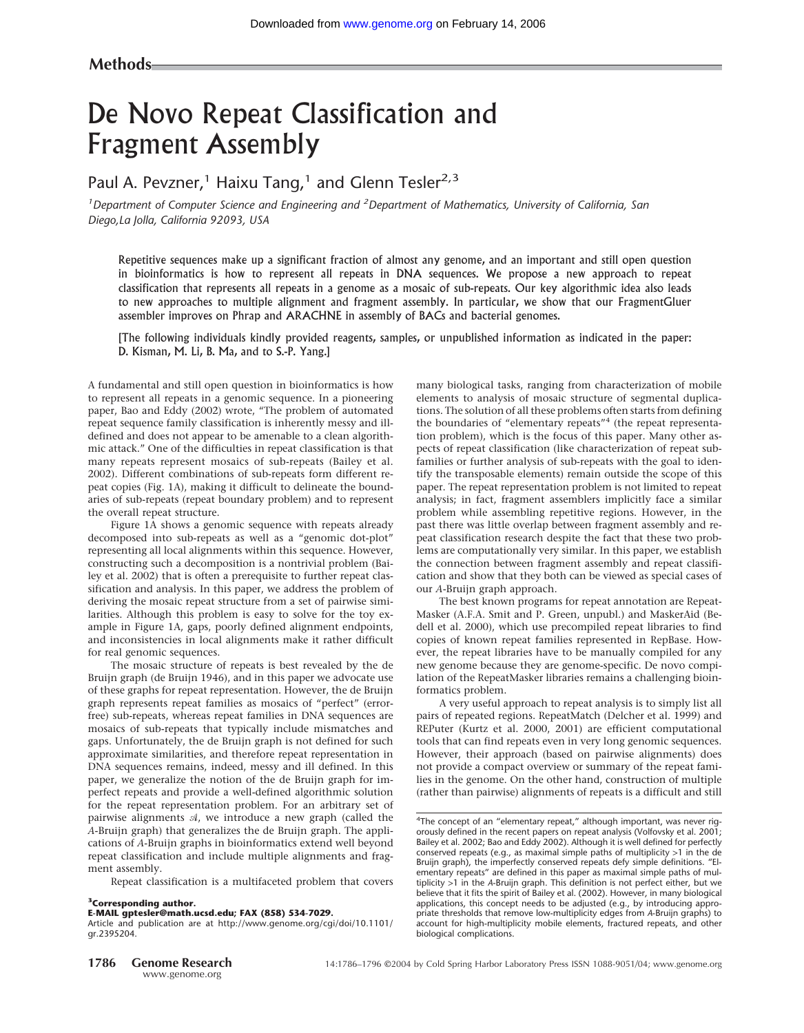Methods

# De Novo Repeat Classification and Fragment Assembly

Paul A. Pevzner,[1] Haixu Tang,[1] and Glenn Tesler[2,3]

[1]Department of Computer Science and Engineering and [2]Department of Mathematics, University of California, San Diego,La Jolla, California 92093, USA

Repetitive sequences make up a significant fraction of almost any genome, and an important and still open question in bioinformatics is how to represent all repeats in DNA sequences. We propose a new approach to repeat classification that represents all repeats in a genome as a mosaic of sub-repeats. Our key algorithmic idea also leads to new approaches to multiple alignment and fragment assembly. In particular, we show that our FragmentGluer assembler improves on Phrap and ARACHNE in assembly of BACs and bacterial genomes.

[The following individuals kindly provided reagents, samples, or unpublished information as indicated in the paper: D. Kisman, M. Li, B. Ma, and to S.-P. Yang.]

A fundamental and still open question in bioinformatics is how to represent all repeats in a genomic sequence. In a pioneering paper, Bao and Eddy (2002) wrote, "The problem of automated repeat sequence family classification is inherently messy and ill-defined and does not appear to be amenable to a clean algorithmic attack." One of the difficulties in repeat classification is that many repeats represent mosaics of sub-repeats (Bailey et al. 2002). Different combinations of sub-repeats form different repeat copies (Fig. 1A), making it difficult to delineate the boundaries of sub-repeats (repeat boundary problem) and to represent the overall repeat structure.

Figure 1A shows a genomic sequence with repeats already decomposed into sub-repeats as well as a "genomic dot-plot" representing all local alignments within this sequence. However, constructing such a decomposition is a nontrivial problem (Bailey et al. 2002) that is often a prerequisite to further repeat classification and analysis. In this paper, we address the problem of deriving the mosaic repeat structure from a set of pairwise similarities. Although this problem is easy to solve for the toy example in Figure 1A, gaps, poorly defined alignment endpoints, and inconsistencies in local alignments make it rather difficult for real genomic sequences.

The mosaic structure of repeats is best revealed by the de Bruijn graph (de Bruijn 1946), and in this paper we advocate use of these graphs for repeat representation. However, the de Bruijn graph represents repeat families as mosaics of "perfect" (error-free) sub-repeats, whereas repeat families in DNA sequences are mosaics of sub-repeats that typically include mismatches and gaps. Unfortunately, the de Bruijn graph is not defined for such approximate similarities, and therefore repeat representation in DNA sequences remains, indeed, messy and ill defined. In this paper, we generalize the notion of the de Bruijn graph for imperfect repeats and provide a well-defined algorithmic solution for the repeat representation problem. For an arbitrary set of pairwise alignments $\mathcal{A}$, we introduce a new graph (called the *A*-Bruijn graph) that generalizes the de Bruijn graph. The applications of *A*-Bruijn graphs in bioinformatics extend well beyond repeat classification and include multiple alignments and fragment assembly.

Repeat classification is a multifaceted problem that covers many biological tasks, ranging from characterization of mobile elements to analysis of mosaic structure of segmental duplications. The solution of all these problems often starts from defining the boundaries of "elementary repeats"[4] (the repeat representation problem), which is the focus of this paper. Many other aspects of repeat classification (like characterization of repeat subfamilies or further analysis of sub-repeats with the goal to identify the transposable elements) remain outside the scope of this paper. The repeat representation problem is not limited to repeat analysis; in fact, fragment assemblers implicitly face a similar problem while assembling repetitive regions. However, in the past there was little overlap between fragment assembly and repeat classification research despite the fact that these two problems are computationally very similar. In this paper, we establish the connection between fragment assembly and repeat classification and show that they both can be viewed as special cases of our *A*-Bruijn graph approach.

The best known programs for repeat annotation are RepeatMasker (A.F.A. Smit and P. Green, unpubl.) and MaskerAid (Bedell et al. 2000), which use precompiled repeat libraries to find copies of known repeat families represented in RepBase. However, the repeat libraries have to be manually compiled for any new genome because they are genome-specific. De novo compilation of the RepeatMasker libraries remains a challenging bioinformatics problem.

A very useful approach to repeat analysis is to simply list all pairs of repeated regions. RepeatMatch (Delcher et al. 1999) and REPuter (Kurtz et al. 2000, 2001) are efficient computational tools that can find repeats even in very long genomic sequences. However, their approach (based on pairwise alignments) does not provide a compact overview or summary of the repeat families in the genome. On the other hand, construction of multiple (rather than pairwise) alignments of repeats is a difficult and still

[4]The concept of an "elementary repeat," although important, was never rigorously defined in the recent papers on repeat analysis (Volfovsky et al. 2001; Bailey et al. 2002; Bao and Eddy 2002). Although it is well defined for perfectly conserved repeats (e.g., as maximal simple paths of multiplicity >1 in the de Bruijn graph), the imperfectly conserved repeats defy simple definitions. "Elementary repeats" are defined in this paper as maximal simple paths of multiplicity >1 in the *A*-Bruijn graph. This definition is not perfect either, but we believe that it fits the spirit of Bailey et al. (2002). However, in many biological applications, this concept needs to be adjusted (e.g., by introducing appropriate thresholds that remove low-multiplicity edges from *A*-Bruijn graphs) to account for high-multiplicity mobile elements, fractured repeats, and other biological complications.

[3]**Corresponding author.**
**E-MAIL gptesler@math.ucsd.edu; FAX (858) 534-7029.**
Article and publication are at http://www.genome.org/cgi/doi/10.1101/gr.2395204.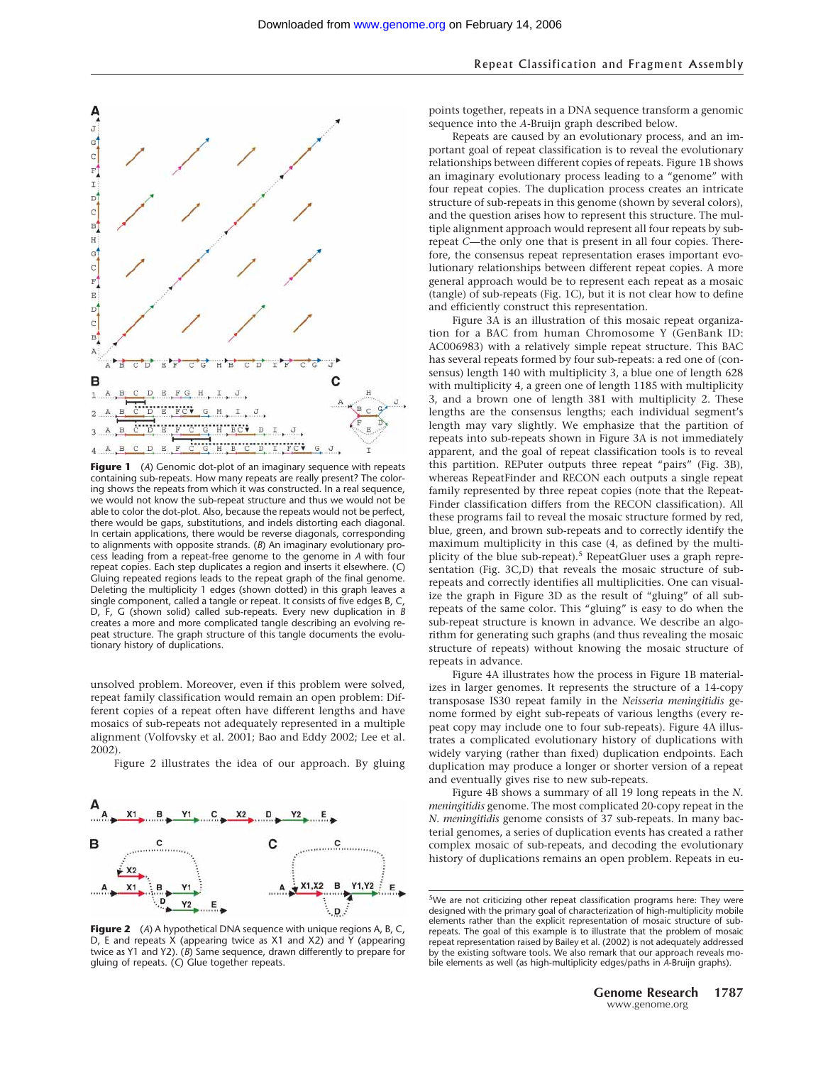**Figure 1** (*A*) Genomic dot-plot of an imaginary sequence with repeats containing sub-repeats. How many repeats are really present? The coloring shows the repeats from which it was constructed. In a real sequence, we would not know the sub-repeat structure and thus we would not be able to color the dot-plot. Also, because the repeats would not be perfect, there would be gaps, substitutions, and indels distorting each diagonal. In certain applications, there would be reverse diagonals, corresponding to alignments with opposite strands. (*B*) An imaginary evolutionary process leading from a repeat-free genome to the genome in *A* with four repeat copies. Each step duplicates a region and inserts it elsewhere. (*C*) Gluing repeated regions leads to the repeat graph of the final genome. Deleting the multiplicity 1 edges (shown dotted) in this graph leaves a single component, called a tangle or repeat. It consists of five edges B, C, D, F, G (shown solid) called sub-repeats. Every new duplication in *B* creates a more and more complicated tangle describing an evolving repeat structure. The graph structure of this tangle documents the evolutionary history of duplications.

unsolved problem. Moreover, even if this problem were solved, repeat family classification would remain an open problem: Different copies of a repeat often have different lengths and have mosaics of sub-repeats not adequately represented in a multiple alignment (Volfovsky et al. 2001; Bao and Eddy 2002; Lee et al. 2002).

Figure 2 illustrates the idea of our approach. By gluing points together, repeats in a DNA sequence transform a genomic sequence into the *A*-Bruijn graph described below.

**Figure 2** (*A*) A hypothetical DNA sequence with unique regions A, B, C, D, E and repeats X (appearing twice as X1 and X2) and Y (appearing twice as Y1 and Y2). (*B*) Same sequence, drawn differently to prepare for gluing of repeats. (*C*) Glue together repeats.

Repeats are caused by an evolutionary process, and an important goal of repeat classification is to reveal the evolutionary relationships between different copies of repeats. Figure 1B shows an imaginary evolutionary process leading to a "genome" with four repeat copies. The duplication process creates an intricate structure of sub-repeats in this genome (shown by several colors), and the question arises how to represent this structure. The multiple alignment approach would represent all four repeats by sub-repeat *C*—the only one that is present in all four copies. Therefore, the consensus repeat representation erases important evolutionary relationships between different repeat copies. A more general approach would be to represent each repeat as a mosaic (tangle) of sub-repeats (Fig. 1C), but it is not clear how to define and efficiently construct this representation.

Figure 3A is an illustration of this mosaic repeat organization for a BAC from human Chromosome Y (GenBank ID: AC006983) with a relatively simple repeat structure. This BAC has several repeats formed by four sub-repeats: a red one of (consensus) length 140 with multiplicity 3, a blue one of length 628 with multiplicity 4, a green one of length 1185 with multiplicity 3, and a brown one of length 381 with multiplicity 2. These lengths are the consensus lengths; each individual segment's length may vary slightly. We emphasize that the partition of repeats into sub-repeats shown in Figure 3A is not immediately apparent, and the goal of repeat classification tools is to reveal this partition. REPuter outputs three repeat "pairs" (Fig. 3B), whereas RepeatFinder and RECON each outputs a single repeat family represented by three repeat copies (note that the RepeatFinder classification differs from the RECON classification). All these programs fail to reveal the mosaic structure formed by red, blue, green, and brown sub-repeats and to correctly identify the maximum multiplicity in this case (4, as defined by the multiplicity of the blue sub-repeat).[5] RepeatGluer uses a graph representation (Fig. 3C,D) that reveals the mosaic structure of sub-repeats and correctly identifies all multiplicities. One can visualize the graph in Figure 3D as the result of "gluing" of all sub-repeats of the same color. This "gluing" is easy to do when the sub-repeat structure is known in advance. We describe an algorithm for generating such graphs (and thus revealing the mosaic structure of repeats) without knowing the mosaic structure of repeats in advance.

Figure 4A illustrates how the process in Figure 1B materializes in larger genomes. It represents the structure of a 14-copy transposase IS30 repeat family in the *Neisseria meningitidis* genome formed by eight sub-repeats of various lengths (every repeat copy may include one to four sub-repeats). Figure 4A illustrates a complicated evolutionary history of duplications with widely varying (rather than fixed) duplication endpoints. Each duplication may produce a longer or shorter version of a repeat and eventually gives rise to new sub-repeats.

Figure 4B shows a summary of all 19 long repeats in the *N. meningitidis* genome. The most complicated 20-copy repeat in the *N. meningitidis* genome consists of 37 sub-repeats. In many bacterial genomes, a series of duplication events has created a rather complex mosaic of sub-repeats, and decoding the evolutionary history of duplications remains an open problem. Repeats in eu-

[5]We are not criticizing other repeat classification programs here: They were designed with the primary goal of characterization of high-multiplicity mobile elements rather than the explicit representation of mosaic structure of sub-repeats. The goal of this example is to illustrate that the problem of mosaic repeat representation raised by Bailey et al. (2002) is not adequately addressed by the existing software tools. We also remark that our approach reveals mobile elements as well (as high-multiplicity edges/paths in *A*-Bruijn graphs).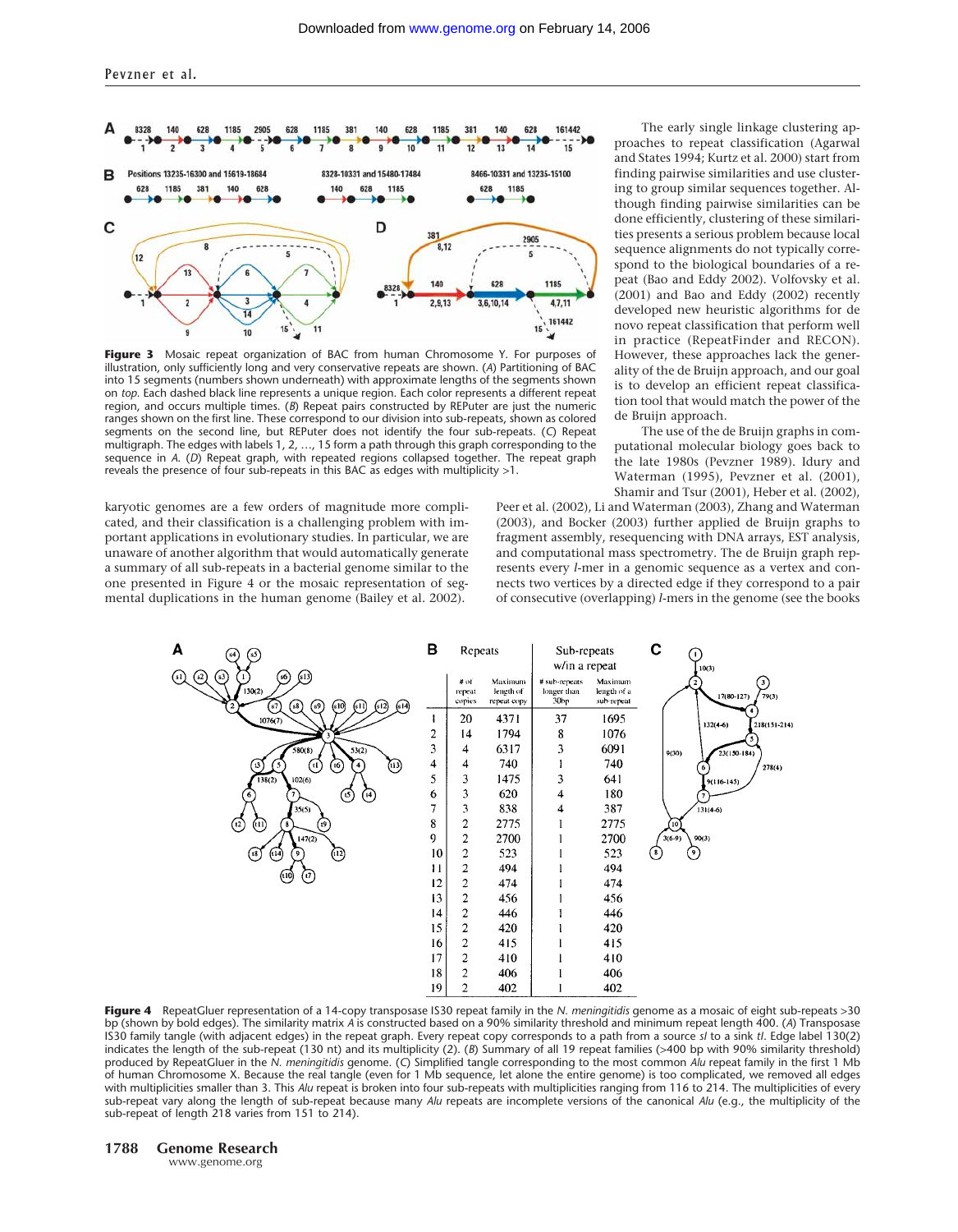**Figure 3** Mosaic repeat organization of BAC from human Chromosome Y. For purposes of illustration, only sufficiently long and very conservative repeats are shown. (*A*) Partitioning of BAC into 15 segments (numbers shown underneath) with approximate lengths of the segments shown on *top*. Each dashed black line represents a unique region. Each color represents a different repeat region, and occurs multiple times. (*B*) Repeat pairs constructed by REPuter are just the numeric ranges shown on the first line. These correspond to our division into sub-repeats, shown as colored segments on the second line, but REPuter does not identify the four sub-repeats. (*C*) Repeat multigraph. The edges with labels 1, 2, ..., 15 form a path through this graph corresponding to the sequence in *A*. (*D*) Repeat graph, with repeated regions collapsed together. The repeat graph reveals the presence of four sub-repeats in this BAC as edges with multiplicity >1.

karyotic genomes are a few orders of magnitude more complicated, and their classification is a challenging problem with important applications in evolutionary studies. In particular, we are unaware of another algorithm that would automatically generate a summary of all sub-repeats in a bacterial genome similar to the one presented in Figure 4 or the mosaic representation of segmental duplications in the human genome (Bailey et al. 2002).

The early single linkage clustering approaches to repeat classification (Agarwal and States 1994; Kurtz et al. 2000) start from finding pairwise similarities and use clustering to group similar sequences together. Although finding pairwise similarities can be done efficiently, clustering of these similarities presents a serious problem because local sequence alignments do not typically correspond to the biological boundaries of a repeat (Bao and Eddy 2002). Volfovsky et al. (2001) and Bao and Eddy (2002) recently developed new heuristic algorithms for de novo repeat classification that perform well in practice (RepeatFinder and RECON). However, these approaches lack the generality of the de Bruijn approach, and our goal is to develop an efficient repeat classification tool that would match the power of the de Bruijn approach.

The use of the de Bruijn graphs in computational molecular biology goes back to the late 1980s (Pevzner 1989). Idury and Waterman (1995), Pevzner et al. (2001), Shamir and Tsur (2001), Heber et al. (2002), Peer et al. (2002), Li and Waterman (2003), Zhang and Waterman (2003), and Bocker (2003) further applied de Bruijn graphs to fragment assembly, resequencing with DNA arrays, EST analysis, and computational mass spectrometry. The de Bruijn graph represents every $l$-mer in a genomic sequence as a vertex and connects two vertices by a directed edge if they correspond to a pair of consecutive (overlapping) $l$-mers in the genome (see the books

| | Repeats | | Sub-repeats w/in a repeat | |
|---|---|---|---|---|
| | # of repeat copies | Maximum length of repeat copy | # sub-repeats longer than 30bp | Maximum length of a sub-repeat |
| 1 | 20 | 4371 | 37 | 1695 |
| 2 | 14 | 1794 | 8 | 1076 |
| 3 | 4 | 6317 | 3 | 6091 |
| 4 | 4 | 740 | 1 | 740 |
| 5 | 3 | 1475 | 3 | 641 |
| 6 | 3 | 620 | 4 | 180 |
| 7 | 3 | 838 | 4 | 387 |
| 8 | 2 | 2775 | 1 | 2775 |
| 9 | 2 | 2700 | 1 | 2700 |
| 10 | 2 | 523 | 1 | 523 |
| 11 | 2 | 494 | 1 | 494 |
| 12 | 2 | 474 | 1 | 474 |
| 13 | 2 | 456 | 1 | 456 |
| 14 | 2 | 446 | 1 | 446 |
| 15 | 2 | 420 | 1 | 420 |
| 16 | 2 | 415 | 1 | 415 |
| 17 | 2 | 410 | 1 | 410 |
| 18 | 2 | 406 | 1 | 406 |
| 19 | 2 | 402 | 1 | 402 |

**Figure 4** RepeatGluer representation of a 14-copy transposase IS30 repeat family in the *N. meningitidis* genome as a mosaic of eight sub-repeats >30 bp (shown by bold edges). The similarity matrix *A* is constructed based on a 90% similarity threshold and minimum repeat length 400. (*A*) Transposase IS30 family tangle (with adjacent edges) in the repeat graph. Every repeat copy corresponds to a path from a source *sI* to a sink *tI*. Edge label 130(2) indicates the length of the sub-repeat (130 nt) and its multiplicity (2). (*B*) Summary of all 19 repeat families (>400 bp with 90% similarity threshold) produced by RepeatGluer in the *N. meningitidis* genome. (*C*) Simplified tangle corresponding to the most common *Alu* repeat family in the first 1 Mb of human Chromosome X. Because the real tangle (even for 1 Mb sequence, let alone the entire genome) is too complicated, we removed all edges with multiplicities smaller than 3. This *Alu* repeat is broken into four sub-repeats with multiplicities ranging from 116 to 214. The multiplicities of every sub-repeat vary along the length of sub-repeat because many *Alu* repeats are incomplete versions of the canonical *Alu* (e.g., the multiplicity of the sub-repeat of length 218 varies from 151 to 214).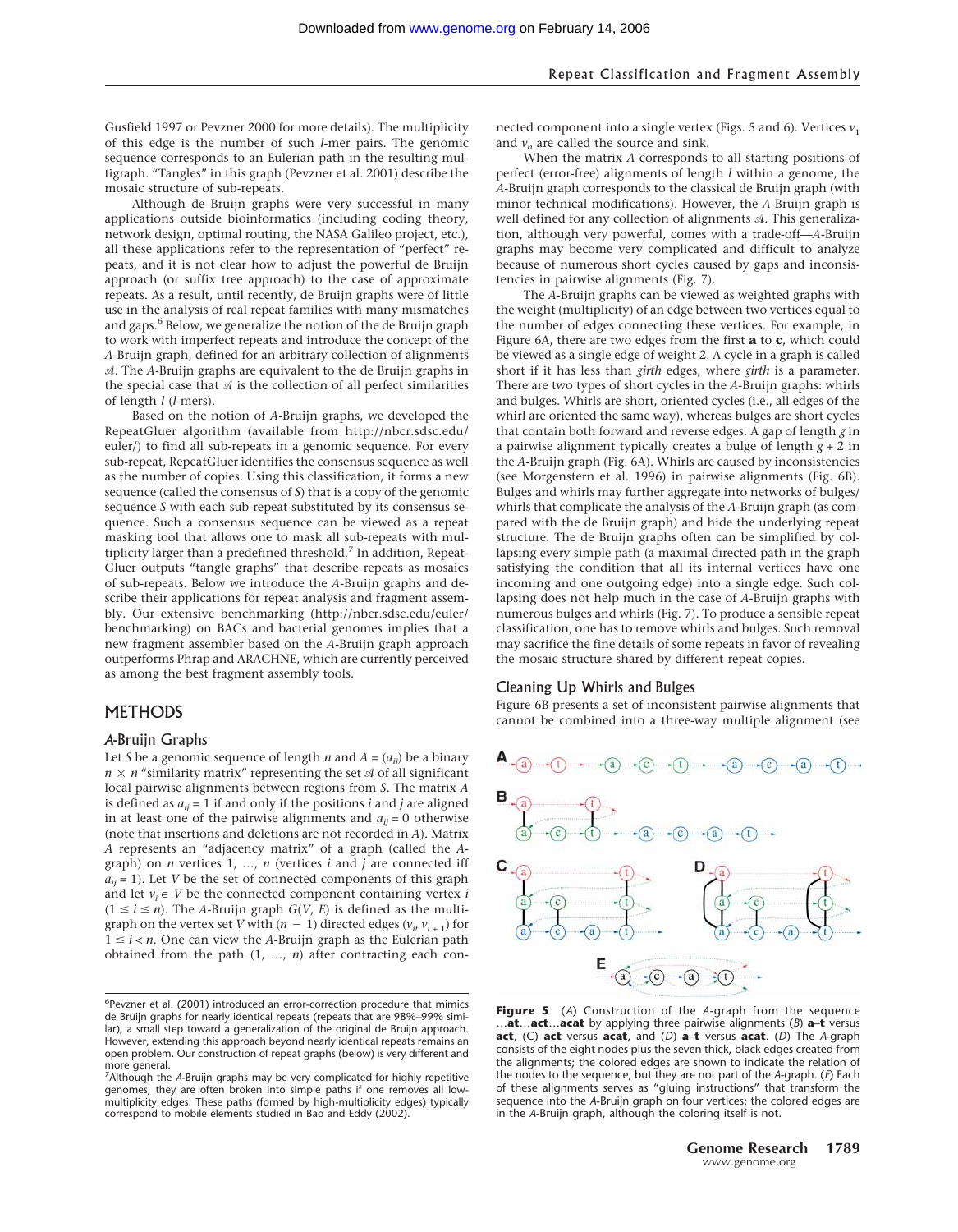Gusfield 1997 or Pevzner 2000 for more details). The multiplicity of this edge is the number of such $l$-mer pairs. The genomic sequence corresponds to an Eulerian path in the resulting multigraph. "Tangles" in this graph (Pevzner et al. 2001) describe the mosaic structure of sub-repeats.

Although de Bruijn graphs were very successful in many applications outside bioinformatics (including coding theory, network design, optimal routing, the NASA Galileo project, etc.), all these applications refer to the representation of "perfect" repeats, and it is not clear how to adjust the powerful de Bruijn approach (or suffix tree approach) to the case of approximate repeats. As a result, until recently, de Bruijn graphs were of little use in the analysis of real repeat families with many mismatches and gaps.[6] Below, we generalize the notion of the de Bruijn graph to work with imperfect repeats and introduce the concept of the $A$-Bruijn graph, defined for an arbitrary collection of alignments $\mathcal{A}$. The $A$-Bruijn graphs are equivalent to the de Bruijn graphs in the special case that $\mathcal{A}$ is the collection of all perfect similarities of length $l$ ($l$-mers).

Based on the notion of $A$-Bruijn graphs, we developed the RepeatGluer algorithm (available from http://nbcr.sdsc.edu/euler/) to find all sub-repeats in a genomic sequence. For every sub-repeat, RepeatGluer identifies the consensus sequence as well as the number of copies. Using this classification, it forms a new sequence (called the consensus of $S$) that is a copy of the genomic sequence $S$ with each sub-repeat substituted by its consensus sequence. Such a consensus sequence can be viewed as a repeat masking tool that allows one to mask all sub-repeats with multiplicity larger than a predefined threshold.[7] In addition, RepeatGluer outputs "tangle graphs" that describe repeats as mosaics of sub-repeats. Below we introduce the $A$-Bruijn graphs and describe their applications for repeat analysis and fragment assembly. Our extensive benchmarking (http://nbcr.sdsc.edu/euler/benchmarking) on BACs and bacterial genomes implies that a new fragment assembler based on the $A$-Bruijn graph approach outperforms Phrap and ARACHNE, which are currently perceived as among the best fragment assembly tools.

## METHODS

### A-Bruijn Graphs

Let $S$ be a genomic sequence of length $n$ and $A = (a_{ij})$ be a binary $n \times n$ "similarity matrix" representing the set $\mathcal{A}$ of all significant local pairwise alignments between regions from $S$. The matrix $A$ is defined as $a_{ij} = 1$ if and only if the positions $i$ and $j$ are aligned in at least one of the pairwise alignments and $a_{ij} = 0$ otherwise (note that insertions and deletions are not recorded in $A$). Matrix $A$ represents an "adjacency matrix" of a graph (called the $A$-graph) on $n$ vertices $1, \ldots, n$ (vertices $i$ and $j$ are connected iff $a_{ij} = 1$). Let $V$ be the set of connected components of this graph and let $v_i \in V$ be the connected component containing vertex $i$ ($1 \leq i \leq n$). The $A$-Bruijn graph $G(V, E)$ is defined as the multigraph on the vertex set $V$ with $(n - 1)$ directed edges $(v_i, v_{i+1})$ for $1 \leq i < n$. One can view the $A$-Bruijn graph as the Eulerian path obtained from the path $(1, \ldots, n)$ after contracting each connected component into a single vertex (Figs. 5 and 6). Vertices $v_1$ and $v_n$ are called the source and sink.

When the matrix $A$ corresponds to all starting positions of perfect (error-free) alignments of length $l$ within a genome, the $A$-Bruijn graph corresponds to the classical de Bruijn graph (with minor technical modifications). However, the $A$-Bruijn graph is well defined for any collection of alignments $\mathcal{A}$. This generalization, although very powerful, comes with a trade-off—$A$-Bruijn graphs may become very complicated and difficult to analyze because of numerous short cycles caused by gaps and inconsistencies in pairwise alignments (Fig. 7).

The $A$-Bruijn graphs can be viewed as weighted graphs with the weight (multiplicity) of an edge between two vertices equal to the number of edges connecting these vertices. For example, in Figure 6A, there are two edges from the first **a** to **c**, which could be viewed as a single edge of weight 2. A cycle in a graph is called short if it has less than *girth* edges, where *girth* is a parameter. There are two types of short cycles in the $A$-Bruijn graphs: whirls and bulges. Whirls are short, oriented cycles (i.e., all edges of the whirl are oriented the same way), whereas bulges are short cycles that contain both forward and reverse edges. A gap of length $g$ in a pairwise alignment typically creates a bulge of length $g + 2$ in the $A$-Bruijn graph (Fig. 6A). Whirls are caused by inconsistencies (see Morgenstern et al. 1996) in pairwise alignments (Fig. 6B). Bulges and whirls may further aggregate into networks of bulges/whirls that complicate the analysis of the $A$-Bruijn graph (as compared with the de Bruijn graph) and hide the underlying repeat structure. The de Bruijn graphs often can be simplified by collapsing every simple path (a maximal directed path in the graph satisfying the condition that all its internal vertices have one incoming and one outgoing edge) into a single edge. Such collapsing does not help much in the case of $A$-Bruijn graphs with numerous bulges and whirls (Fig. 7). To produce a sensible repeat classification, one has to remove whirls and bulges. Such removal may sacrifice the fine details of some repeats in favor of revealing the mosaic structure shared by different repeat copies.

### Cleaning Up Whirls and Bulges

Figure 6B presents a set of inconsistent pairwise alignments that cannot be combined into a three-way multiple alignment (see

**Figure 5** (*A*) Construction of the *A*-graph from the sequence ...**at**...**act**...**acat** by applying three pairwise alignments (*B*) **a**–**t** versus **act**, (C) **act** versus **acat**, and (*D*) **a**–**t** versus **acat**. (*D*) The *A*-graph consists of the eight nodes plus the seven thick, black edges created from the alignments; the colored edges are shown to indicate the relation of the nodes to the sequence, but they are not part of the *A*-graph. (*E*) Each of these alignments serves as "gluing instructions" that transform the sequence into the *A*-Bruijn graph on four vertices; the colored edges are in the *A*-Bruijn graph, although the coloring itself is not.

---

[6] Pevzner et al. (2001) introduced an error-correction procedure that mimics de Bruijn graphs for nearly identical repeats (repeats that are 98%–99% similar), a small step toward a generalization of the original de Bruijn approach. However, extending this approach beyond nearly identical repeats remains an open problem. Our construction of repeat graphs (below) is very different and more general.

[7] Although the *A*-Bruijn graphs may be very complicated for highly repetitive genomes, they are often broken into simple paths if one removes all low-multiplicity edges. These paths (formed by high-multiplicity edges) typically correspond to mobile elements studied in Bao and Eddy (2002).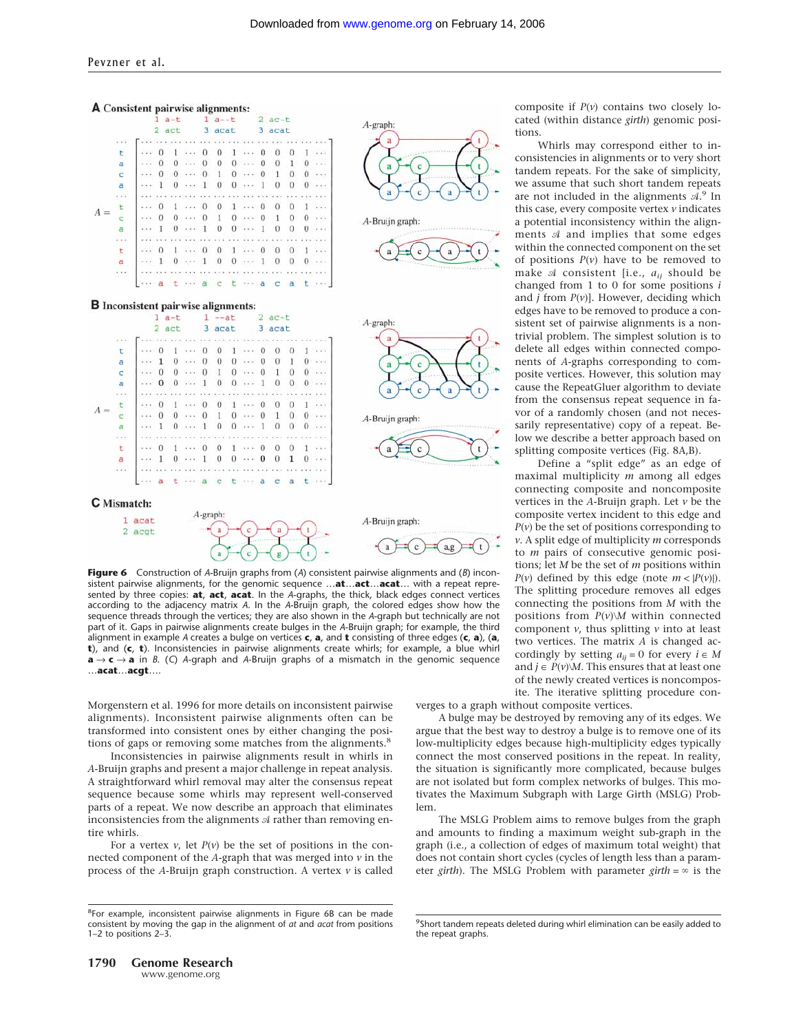Figure 6 Construction of A-Bruijn graphs from (A) consistent pairwise alignments and (B) inconsistent pairwise alignments, for the genomic sequence ...**at**...**act**...**acat**... with a repeat represented by three copies: **at**, **act**, **acat**. In the A-graphs, the thick, black edges connect vertices according to the adjacency matrix A. In the A-Bruijn graph, the colored edges show how the sequence threads through the vertices; they are also shown in the A-graph but technically are not part of it. Gaps in pairwise alignments create bulges in the A-Bruijn graph; for example, the third alignment in example A creates a bulge on vertices **c**, **a**, and **t** consisting of three edges (**c**, **a**), (**a**, **t**), and (**c**, **t**). Inconsistencies in pairwise alignments create whirls; for example, a blue whirl **a** → **c** → **a** in B. (C) A-graph and A-Bruijn graphs of a mismatch in the genomic sequence ...**acat**...**acgt**....

Morgenstern et al. 1996 for more details on inconsistent pairwise alignments). Inconsistent pairwise alignments often can be transformed into consistent ones by either changing the positions of gaps or removing some matches from the alignments.[8]

Inconsistencies in pairwise alignments result in whirls in A-Bruijn graphs and present a major challenge in repeat analysis. A straightforward whirl removal may alter the consensus repeat sequence because some whirls may represent well-conserved parts of a repeat. We now describe an approach that eliminates inconsistencies from the alignments $\mathcal{A}$ rather than removing entire whirls.

For a vertex $v$, let $P(v)$ be the set of positions in the connected component of the A-graph that was merged into $v$ in the process of the A-Bruijn graph construction. A vertex $v$ is called composite if $P(v)$ contains two closely located (within distance *girth*) genomic positions.

Whirls may correspond either to inconsistencies in alignments or to very short tandem repeats. For the sake of simplicity, we assume that such short tandem repeats are not included in the alignments $\mathcal{A}$.[9] In this case, every composite vertex $v$ indicates a potential inconsistency within the alignments $\mathcal{A}$ and implies that some edges within the connected component on the set of positions $P(v)$ have to be removed to make $\mathcal{A}$ consistent [i.e., $a_{ij}$ should be changed from 1 to 0 for some positions $i$ and $j$ from $P(v)$]. However, deciding which edges have to be removed to produce a consistent set of pairwise alignments is a nontrivial problem. The simplest solution is to delete all edges within connected components of A-graphs corresponding to composite vertices. However, this solution may cause the RepeatGluer algorithm to deviate from the consensus repeat sequence in favor of a randomly chosen (and not necessarily representative) copy of a repeat. Below we describe a better approach based on splitting composite vertices (Fig. 8A,B).

Define a "split edge" as an edge of maximal multiplicity $m$ among all edges connecting composite and noncomposite vertices in the A-Bruijn graph. Let $v$ be the composite vertex incident to this edge and $P(v)$ be the set of positions corresponding to $v$. A split edge of multiplicity $m$ corresponds to $m$ pairs of consecutive genomic positions; let $M$ be the set of $m$ positions within $P(v)$ defined by this edge (note $m < |P(v)|$). The splitting procedure removes all edges connecting the positions from $M$ with the positions from $P(v) \backslash M$ within connected component $v$, thus splitting $v$ into at least two vertices. The matrix $A$ is changed accordingly by setting $a_{ij} = 0$ for every $i \in M$ and $j \in P(v) \backslash M$. This ensures that at least one of the newly created vertices is noncomposite. The iterative splitting procedure converges to a graph without composite vertices.

A bulge may be destroyed by removing any of its edges. We argue that the best way to destroy a bulge is to remove one of its low-multiplicity edges because high-multiplicity edges typically connect the most conserved positions in the repeat. In reality, the situation is significantly more complicated, because bulges are not isolated but form complex networks of bulges. This motivates the Maximum Subgraph with Large Girth (MSLG) Problem.

The MSLG Problem aims to remove bulges from the graph and amounts to finding a maximum weight sub-graph in the graph (i.e., a collection of edges of maximum total weight) that does not contain short cycles (cycles of length less than a parameter *girth*). The MSLG Problem with parameter $girth = \infty$ is the

[8] For example, inconsistent pairwise alignments in Figure 6B can be made consistent by moving the gap in the alignment of *at* and *acat* from positions 1–2 to positions 2–3.

[9] Short tandem repeats deleted during whirl elimination can be easily added to the repeat graphs.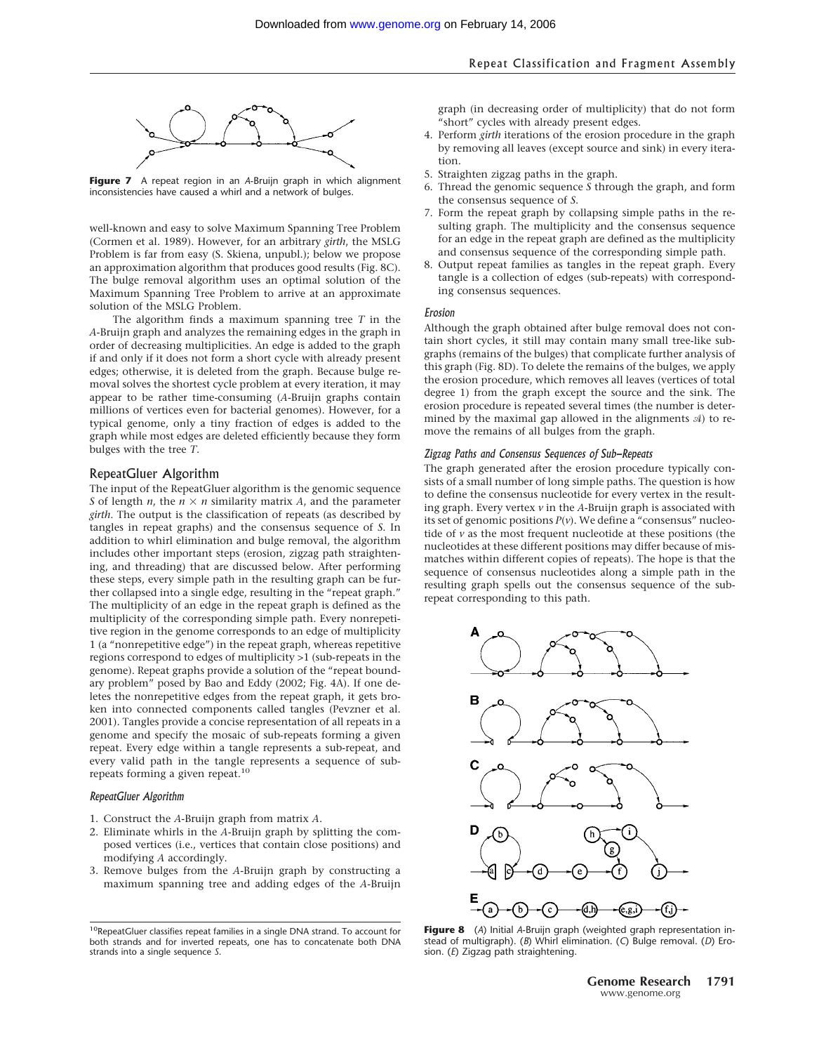**Figure 7** A repeat region in an A-Bruijn graph in which alignment inconsistencies have caused a whirl and a network of bulges.

well-known and easy to solve Maximum Spanning Tree Problem (Cormen et al. 1989). However, for an arbitrary *girth*, the MSLG Problem is far from easy (S. Skiena, unpubl.); below we propose an approximation algorithm that produces good results (Fig. 8C). The bulge removal algorithm uses an optimal solution of the Maximum Spanning Tree Problem to arrive at an approximate solution of the MSLG Problem.

The algorithm finds a maximum spanning tree $T$ in the A-Bruijn graph and analyzes the remaining edges in the graph in order of decreasing multiplicities. An edge is added to the graph if and only if it does not form a short cycle with already present edges; otherwise, it is deleted from the graph. Because bulge removal solves the shortest cycle problem at every iteration, it may appear to be rather time-consuming (A-Bruijn graphs contain millions of vertices even for bacterial genomes). However, for a typical genome, only a tiny fraction of edges is added to the graph while most edges are deleted efficiently because they form bulges with the tree $T$.

## RepeatGluer Algorithm

The input of the RepeatGluer algorithm is the genomic sequence $S$ of length $n$, the $n \times n$ similarity matrix $A$, and the parameter *girth*. The output is the classification of repeats (as described by tangles in repeat graphs) and the consensus sequence of $S$. In addition to whirl elimination and bulge removal, the algorithm includes other important steps (erosion, zigzag path straightening, and threading) that are discussed below. After performing these steps, every simple path in the resulting graph can be further collapsed into a single edge, resulting in the "repeat graph." The multiplicity of an edge in the repeat graph is defined as the multiplicity of the corresponding simple path. Every nonrepetitive region in the genome corresponds to an edge of multiplicity 1 (a "nonrepetitive edge") in the repeat graph, whereas repetitive regions correspond to edges of multiplicity >1 (sub-repeats in the genome). Repeat graphs provide a solution of the "repeat boundary problem" posed by Bao and Eddy (2002; Fig. 4A). If one deletes the nonrepetitive edges from the repeat graph, it gets broken into connected components called tangles (Pevzner et al. 2001). Tangles provide a concise representation of all repeats in a genome and specify the mosaic of sub-repeats forming a given repeat. Every edge within a tangle represents a sub-repeat, and every valid path in the tangle represents a sequence of sub-repeats forming a given repeat.[10]

### *RepeatGluer Algorithm*

1. Construct the A-Bruijn graph from matrix $A$.
2. Eliminate whirls in the A-Bruijn graph by splitting the composed vertices (i.e., vertices that contain close positions) and modifying $A$ accordingly.
3. Remove bulges from the A-Bruijn graph by constructing a maximum spanning tree and adding edges of the A-Bruijn graph (in decreasing order of multiplicity) that do not form "short" cycles with already present edges.
4. Perform *girth* iterations of the erosion procedure in the graph by removing all leaves (except source and sink) in every iteration.
5. Straighten zigzag paths in the graph.
6. Thread the genomic sequence $S$ through the graph, and form the consensus sequence of $S$.
7. Form the repeat graph by collapsing simple paths in the resulting graph. The multiplicity and the consensus sequence for an edge in the repeat graph are defined as the multiplicity and consensus sequence of the corresponding simple path.
8. Output repeat families as tangles in the repeat graph. Every tangle is a collection of edges (sub-repeats) with corresponding consensus sequences.

### *Erosion*

Although the graph obtained after bulge removal does not contain short cycles, it still may contain many small tree-like subgraphs (remains of the bulges) that complicate further analysis of this graph (Fig. 8D). To delete the remains of the bulges, we apply the erosion procedure, which removes all leaves (vertices of total degree 1) from the graph except the source and the sink. The erosion procedure is repeated several times (the number is determined by the maximal gap allowed in the alignments $\mathcal{A}$) to remove the remains of all bulges from the graph.

### *Zigzag Paths and Consensus Sequences of Sub–Repeats*

The graph generated after the erosion procedure typically consists of a small number of long simple paths. The question is how to define the consensus nucleotide for every vertex in the resulting graph. Every vertex $v$ in the A-Bruijn graph is associated with its set of genomic positions $P(v)$. We define a "consensus" nucleotide of $v$ as the most frequent nucleotide at these positions (the nucleotides at these different positions may differ because of mismatches within different copies of repeats). The hope is that the sequence of consensus nucleotides along a simple path in the resulting graph spells out the consensus sequence of the sub-repeat corresponding to this path.

**Figure 8** (*A*) Initial A-Bruijn graph (weighted graph representation instead of multigraph). (*B*) Whirl elimination. (*C*) Bulge removal. (*D*) Erosion. (*E*) Zigzag path straightening.

[10]RepeatGluer classifies repeat families in a single DNA strand. To account for both strands and for inverted repeats, one has to concatenate both DNA strands into a single sequence $S$.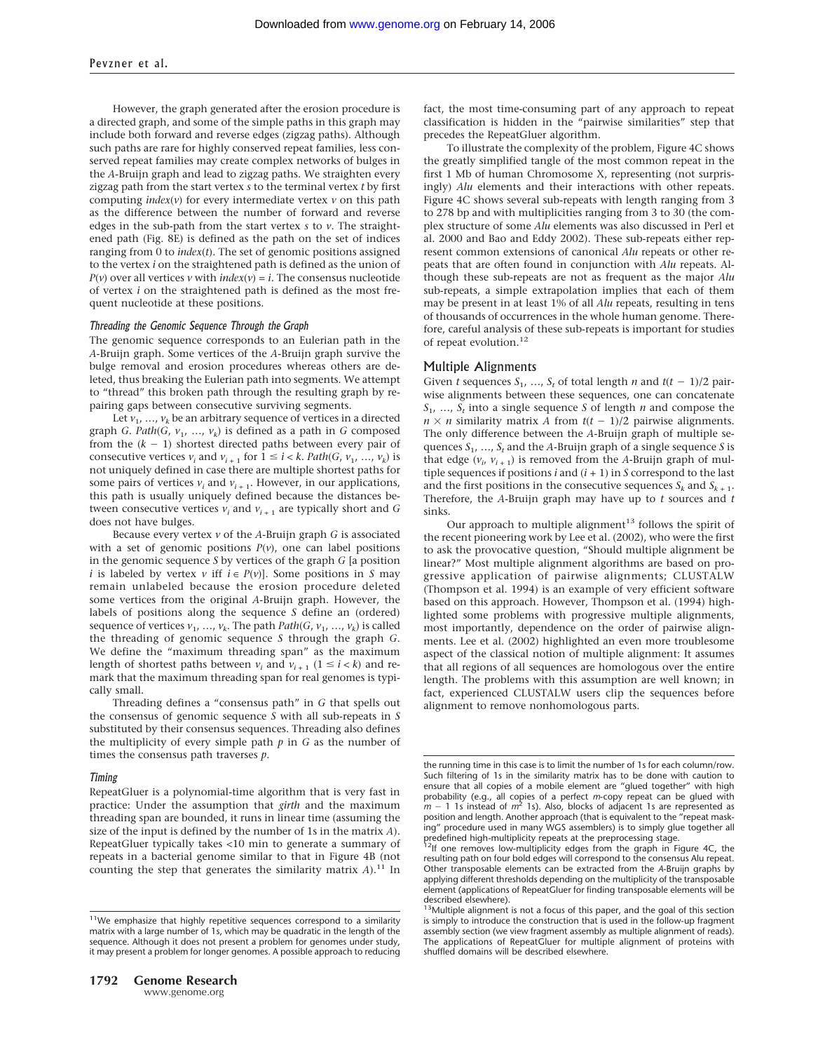However, the graph generated after the erosion procedure is a directed graph, and some of the simple paths in this graph may include both forward and reverse edges (zigzag paths). Although such paths are rare for highly conserved repeat families, less conserved repeat families may create complex networks of bulges in the *A*-Bruijn graph and lead to zigzag paths. We straighten every zigzag path from the start vertex $s$ to the terminal vertex $t$ by first computing $index(v)$ for every intermediate vertex $v$ on this path as the difference between the number of forward and reverse edges in the sub-path from the start vertex $s$ to $v$. The straightened path (Fig. 8E) is defined as the path on the set of indices ranging from 0 to $index(t)$. The set of genomic positions assigned to the vertex $i$ on the straightened path is defined as the union of $P(v)$ over all vertices $v$ with $index(v) = i$. The consensus nucleotide of vertex $i$ on the straightened path is defined as the most frequent nucleotide at these positions.

### *Threading the Genomic Sequence Through the Graph*

The genomic sequence corresponds to an Eulerian path in the *A*-Bruijn graph. Some vertices of the *A*-Bruijn graph survive the bulge removal and erosion procedures whereas others are deleted, thus breaking the Eulerian path into segments. We attempt to "thread" this broken path through the resulting graph by repairing gaps between consecutive surviving segments.

Let $v_1, \ldots, v_k$ be an arbitrary sequence of vertices in a directed graph $G$. $Path(G, v_1, \ldots, v_k)$ is defined as a path in $G$ composed from the $(k - 1)$ shortest directed paths between every pair of consecutive vertices $v_i$ and $v_{i+1}$ for $1 \leq i < k$. $Path(G, v_1, \ldots, v_k)$ is not uniquely defined in case there are multiple shortest paths for some pairs of vertices $v_i$ and $v_{i+1}$. However, in our applications, this path is usually uniquely defined because the distances between consecutive vertices $v_i$ and $v_{i+1}$ are typically short and $G$ does not have bulges.

Because every vertex $v$ of the *A*-Bruijn graph $G$ is associated with a set of genomic positions $P(v)$, one can label positions in the genomic sequence $S$ by vertices of the graph $G$ [a position $i$ is labeled by vertex $v$ iff $i \in P(v)$]. Some positions in $S$ may remain unlabeled because the erosion procedure deleted some vertices from the original *A*-Bruijn graph. However, the labels of positions along the sequence $S$ define an (ordered) sequence of vertices $v_1, \ldots, v_k$. The path $Path(G, v_1, \ldots, v_k)$ is called the threading of genomic sequence $S$ through the graph $G$. We define the "maximum threading span" as the maximum length of shortest paths between $v_i$ and $v_{i+1}$ $(1 \leq i < k)$ and remark that the maximum threading span for real genomes is typically small.

Threading defines a "consensus path" in $G$ that spells out the consensus of genomic sequence $S$ with all sub-repeats in $S$ substituted by their consensus sequences. Threading also defines the multiplicity of every simple path $p$ in $G$ as the number of times the consensus path traverses $p$.

### *Timing*

RepeatGluer is a polynomial-time algorithm that is very fast in practice: Under the assumption that *girth* and the maximum threading span are bounded, it runs in linear time (assuming the size of the input is defined by the number of 1s in the matrix $A$). RepeatGluer typically takes <10 min to generate a summary of repeats in a bacterial genome similar to that in Figure 4B (not counting the step that generates the similarity matrix $A$).[11] In fact, the most time-consuming part of any approach to repeat classification is hidden in the "pairwise similarities" step that precedes the RepeatGluer algorithm.

To illustrate the complexity of the problem, Figure 4C shows the greatly simplified tangle of the most common repeat in the first 1 Mb of human Chromosome X, representing (not surprisingly) *Alu* elements and their interactions with other repeats. Figure 4C shows several sub-repeats with length ranging from 3 to 278 bp and with multiplicities ranging from 3 to 30 (the complex structure of some *Alu* elements was also discussed in Perl et al. 2000 and Bao and Eddy 2002). These sub-repeats either represent common extensions of canonical *Alu* repeats or other repeats that are often found in conjunction with *Alu* repeats. Although these sub-repeats are not as frequent as the major *Alu* sub-repeats, a simple extrapolation implies that each of them may be present in at least 1% of all *Alu* repeats, resulting in tens of thousands of occurrences in the whole human genome. Therefore, careful analysis of these sub-repeats is important for studies of repeat evolution.[12]

## Multiple Alignments

Given $t$ sequences $S_1, \ldots, S_t$ of total length $n$ and $t(t - 1)/2$ pairwise alignments between these sequences, one can concatenate $S_1, \ldots, S_t$ into a single sequence $S$ of length $n$ and compose the $n \times n$ similarity matrix $A$ from $t(t - 1)/2$ pairwise alignments. The only difference between the *A*-Bruijn graph of multiple sequences $S_1, \ldots, S_t$ and the *A*-Bruijn graph of a single sequence $S$ is that edge $(v_i, v_{i+1})$ is removed from the *A*-Bruijn graph of multiple sequences if positions $i$ and $(i + 1)$ in $S$ correspond to the last and the first positions in the consecutive sequences $S_k$ and $S_{k+1}$. Therefore, the *A*-Bruijn graph may have up to $t$ sources and $t$ sinks.

Our approach to multiple alignment[13] follows the spirit of the recent pioneering work by Lee et al. (2002), who were the first to ask the provocative question, "Should multiple alignment be linear?" Most multiple alignment algorithms are based on progressive application of pairwise alignments; CLUSTALW (Thompson et al. 1994) is an example of very efficient software based on this approach. However, Thompson et al. (1994) highlighted some problems with progressive multiple alignments, most importantly, dependence on the order of pairwise alignments. Lee et al. (2002) highlighted an even more troublesome aspect of the classical notion of multiple alignment: It assumes that all regions of all sequences are homologous over the entire length. The problems with this assumption are well known; in fact, experienced CLUSTALW users clip the sequences before alignment to remove nonhomologous parts.

---

[11]We emphasize that highly repetitive sequences correspond to a similarity matrix with a large number of 1s, which may be quadratic in the length of the sequence. Although it does not present a problem for genomes under study, it may present a problem for longer genomes. A possible approach to reducing the running time in this case is to limit the number of 1s for each column/row. Such filtering of 1s in the similarity matrix has to be done with caution to ensure that all copies of a mobile element are "glued together" with high probability (e.g., all copies of a perfect $m$-copy repeat can be glued with $m - 1$ 1s instead of $m^2$ 1s). Also, blocks of adjacent 1s are represented as position and length. Another approach (that is equivalent to the "repeat masking" procedure used in many WGS assemblers) is to simply glue together all predefined high-multiplicity repeats at the preprocessing stage.

[12]If one removes low-multiplicity edges from the graph in Figure 4C, the resulting path on four bold edges will correspond to the consensus Alu repeat. Other transposable elements can be extracted from the *A*-Bruijn graphs by applying different thresholds depending on the multiplicity of the transposable element (applications of RepeatGluer for finding transposable elements will be described elsewhere).

[13]Multiple alignment is not a focus of this paper, and the goal of this section is simply to introduce the construction that is used in the follow-up fragment assembly section (we view fragment assembly as multiple alignment of reads). The applications of RepeatGluer for multiple alignment of proteins with shuffled domains will be described elsewhere.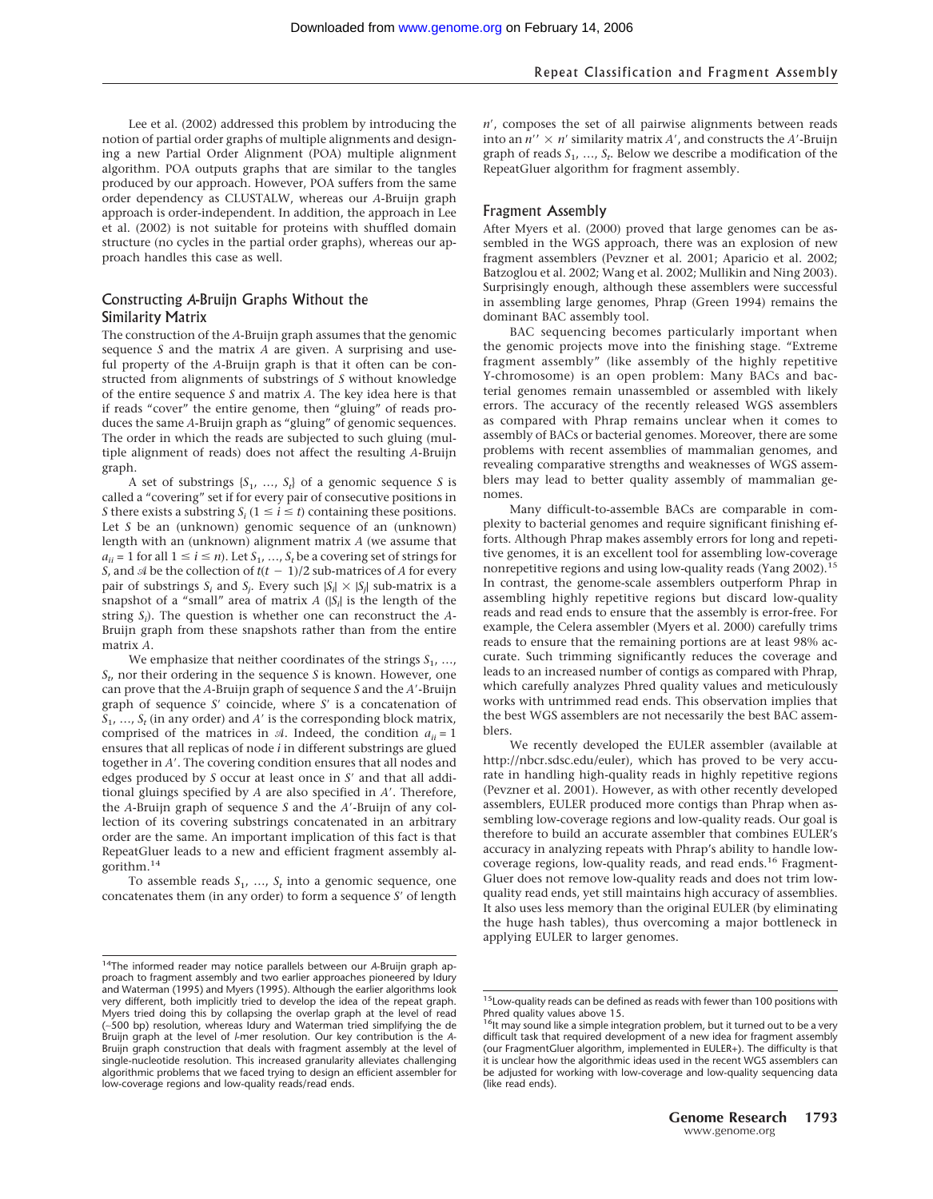Lee et al. (2002) addressed this problem by introducing the notion of partial order graphs of multiple alignments and designing a new Partial Order Alignment (POA) multiple alignment algorithm. POA outputs graphs that are similar to the tangles produced by our approach. However, POA suffers from the same order dependency as CLUSTALW, whereas our *A*-Bruijn graph approach is order-independent. In addition, the approach in Lee et al. (2002) is not suitable for proteins with shuffled domain structure (no cycles in the partial order graphs), whereas our approach handles this case as well.

## Constructing *A*-Bruijn Graphs Without the Similarity Matrix

The construction of the *A*-Bruijn graph assumes that the genomic sequence *S* and the matrix *A* are given. A surprising and useful property of the *A*-Bruijn graph is that it often can be constructed from alignments of substrings of *S* without knowledge of the entire sequence *S* and matrix *A*. The key idea here is that if reads "cover" the entire genome, then "gluing" of reads produces the same *A*-Bruijn graph as "gluing" of genomic sequences. The order in which the reads are subjected to such gluing (multiple alignment of reads) does not affect the resulting *A*-Bruijn graph.

A set of substrings $\{S_1, \ldots, S_t\}$ of a genomic sequence *S* is called a "covering" set if for every pair of consecutive positions in *S* there exists a substring $S_i$ $(1 \le i \le t)$ containing these positions. Let *S* be an (unknown) genomic sequence of an (unknown) length with an (unknown) alignment matrix *A* (we assume that $a_{ii} = 1$ for all $1 \le i \le n$). Let $S_1, \ldots, S_t$ be a covering set of strings for *S*, and $\mathscr{A}$ be the collection of $t(t-1)/2$ sub-matrices of *A* for every pair of substrings $S_i$ and $S_j$. Every such $|S_i| \times |S_j|$ sub-matrix is a snapshot of a "small" area of matrix *A* ($|S_i|$ is the length of the string $S_i$). The question is whether one can reconstruct the *A*-Bruijn graph from these snapshots rather than from the entire matrix *A*.

We emphasize that neither coordinates of the strings $S_1, \ldots, S_t$, nor their ordering in the sequence *S* is known. However, one can prove that the *A*-Bruijn graph of sequence *S* and the *A*′-Bruijn graph of sequence *S*′ coincide, where *S*′ is a concatenation of $S_1, \ldots, S_t$ (in any order) and *A*′ is the corresponding block matrix, comprised of the matrices in $\mathscr{A}$. Indeed, the condition $a_{ii} = 1$ ensures that all replicas of node *i* in different substrings are glued together in *A*′. The covering condition ensures that all nodes and edges produced by *S* occur at least once in *S*′ and that all additional gluings specified by *A* are also specified in *A*′. Therefore, the *A*-Bruijn graph of sequence *S* and the *A*′-Bruijn of any collection of its covering substrings concatenated in an arbitrary order are the same. An important implication of this fact is that RepeatGluer leads to a new and efficient fragment assembly algorithm.[14]

To assemble reads $S_1, \ldots, S_t$ into a genomic sequence, one concatenates them (in any order) to form a sequence *S*′ of length *n*′, composes the set of all pairwise alignments between reads into an $n'' \times n'$ similarity matrix *A*′, and constructs the *A*′-Bruijn graph of reads $S_1, \ldots, S_t$. Below we describe a modification of the RepeatGluer algorithm for fragment assembly.

## Fragment Assembly

After Myers et al. (2000) proved that large genomes can be assembled in the WGS approach, there was an explosion of new fragment assemblers (Pevzner et al. 2001; Aparicio et al. 2002; Batzoglou et al. 2002; Wang et al. 2002; Mullikin and Ning 2003). Surprisingly enough, although these assemblers were successful in assembling large genomes, Phrap (Green 1994) remains the dominant BAC assembly tool.

BAC sequencing becomes particularly important when the genomic projects move into the finishing stage. "Extreme fragment assembly" (like assembly of the highly repetitive Y-chromosome) is an open problem: Many BACs and bacterial genomes remain unassembled or assembled with likely errors. The accuracy of the recently released WGS assemblers as compared with Phrap remains unclear when it comes to assembly of BACs or bacterial genomes. Moreover, there are some problems with recent assemblies of mammalian genomes, and revealing comparative strengths and weaknesses of WGS assemblers may lead to better quality assembly of mammalian genomes.

Many difficult-to-assemble BACs are comparable in complexity to bacterial genomes and require significant finishing efforts. Although Phrap makes assembly errors for long and repetitive genomes, it is an excellent tool for assembling low-coverage nonrepetitive regions and using low-quality reads (Yang 2002).[15] In contrast, the genome-scale assemblers outperform Phrap in assembling highly repetitive regions but discard low-quality reads and read ends to ensure that the assembly is error-free. For example, the Celera assembler (Myers et al. 2000) carefully trims reads to ensure that the remaining portions are at least 98% accurate. Such trimming significantly reduces the coverage and leads to an increased number of contigs as compared with Phrap, which carefully analyzes Phred quality values and meticulously works with untrimmed read ends. This observation implies that the best WGS assemblers are not necessarily the best BAC assemblers.

We recently developed the EULER assembler (available at http://nbcr.sdsc.edu/euler), which has proved to be very accurate in handling high-quality reads in highly repetitive regions (Pevzner et al. 2001). However, as with other recently developed assemblers, EULER produced more contigs than Phrap when assembling low-coverage regions and low-quality reads. Our goal is therefore to build an accurate assembler that combines EULER's accuracy in analyzing repeats with Phrap's ability to handle low-coverage regions, low-quality reads, and read ends.[16] FragmentGluer does not remove low-quality reads and does not trim low-quality read ends, yet still maintains high accuracy of assemblies. It also uses less memory than the original EULER (by eliminating the huge hash tables), thus overcoming a major bottleneck in applying EULER to larger genomes.

---

[14] The informed reader may notice parallels between our *A*-Bruijn graph approach to fragment assembly and two earlier approaches pioneered by Idury and Waterman (1995) and Myers (1995). Although the earlier algorithms look very different, both implicitly tried to develop the idea of the repeat graph. Myers tried doing this by collapsing the overlap graph at the level of read (~500 bp) resolution, whereas Idury and Waterman tried simplifying the de Bruijn graph at the level of *l*-mer resolution. Our key contribution is the *A*-Bruijn graph construction that deals with fragment assembly at the level of single-nucleotide resolution. This increased granularity alleviates challenging algorithmic problems that we faced trying to design an efficient assembler for low-coverage regions and low-quality reads/read ends.

[15] Low-quality reads can be defined as reads with fewer than 100 positions with Phred quality values above 15.

[16] It may sound like a simple integration problem, but it turned out to be a very difficult task that required development of a new idea for fragment assembly (our FragmentGluer algorithm, implemented in EULER+). The difficulty is that it is unclear how the algorithmic ideas used in the recent WGS assemblers can be adjusted for working with low-coverage and low-quality sequencing data (like read ends).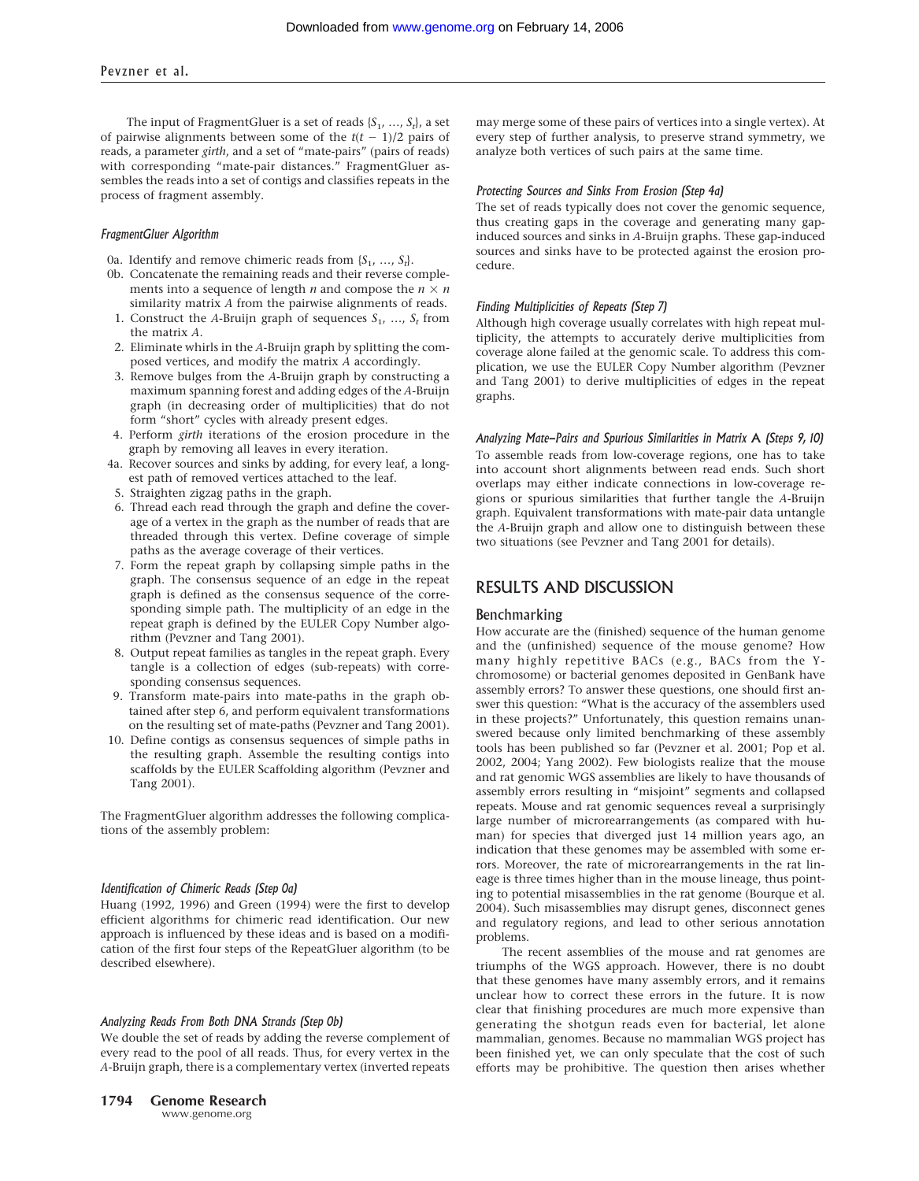The input of FragmentGluer is a set of reads $\{S_1, \ldots, S_t\}$, a set of pairwise alignments between some of the $t(t-1)/2$ pairs of reads, a parameter *girth*, and a set of "mate-pairs" (pairs of reads) with corresponding "mate-pair distances." FragmentGluer assembles the reads into a set of contigs and classifies repeats in the process of fragment assembly.

### *FragmentGluer Algorithm*

0a. Identify and remove chimeric reads from $\{S_1, \ldots, S_t\}$.
0b. Concatenate the remaining reads and their reverse complements into a sequence of length $n$ and compose the $n \times n$ similarity matrix $A$ from the pairwise alignments of reads.
1. Construct the $A$-Bruijn graph of sequences $S_1, \ldots, S_t$ from the matrix $A$.
2. Eliminate whirls in the $A$-Bruijn graph by splitting the composed vertices, and modify the matrix $A$ accordingly.
3. Remove bulges from the $A$-Bruijn graph by constructing a maximum spanning forest and adding edges of the $A$-Bruijn graph (in decreasing order of multiplicities) that do not form "short" cycles with already present edges.
4. Perform *girth* iterations of the erosion procedure in the graph by removing all leaves in every iteration.

4a. Recover sources and sinks by adding, for every leaf, a longest path of removed vertices attached to the leaf.

5. Straighten zigzag paths in the graph.
6. Thread each read through the graph and define the coverage of a vertex in the graph as the number of reads that are threaded through this vertex. Define coverage of simple paths as the average coverage of their vertices.
7. Form the repeat graph by collapsing simple paths in the graph. The consensus sequence of an edge in the repeat graph is defined as the consensus sequence of the corresponding simple path. The multiplicity of an edge in the repeat graph is defined by the EULER Copy Number algorithm (Pevzner and Tang 2001).
8. Output repeat families as tangles in the repeat graph. Every tangle is a collection of edges (sub-repeats) with corresponding consensus sequences.
9. Transform mate-pairs into mate-paths in the graph obtained after step 6, and perform equivalent transformations on the resulting set of mate-paths (Pevzner and Tang 2001).
10. Define contigs as consensus sequences of simple paths in the resulting graph. Assemble the resulting contigs into scaffolds by the EULER Scaffolding algorithm (Pevzner and Tang 2001).

The FragmentGluer algorithm addresses the following complications of the assembly problem:

### *Identification of Chimeric Reads (Step 0a)*

Huang (1992, 1996) and Green (1994) were the first to develop efficient algorithms for chimeric read identification. Our new approach is influenced by these ideas and is based on a modification of the first four steps of the RepeatGluer algorithm (to be described elsewhere).

### *Analyzing Reads From Both DNA Strands (Step 0b)*

We double the set of reads by adding the reverse complement of every read to the pool of all reads. Thus, for every vertex in the $A$-Bruijn graph, there is a complementary vertex (inverted repeats may merge some of these pairs of vertices into a single vertex). At every step of further analysis, to preserve strand symmetry, we analyze both vertices of such pairs at the same time.

### *Protecting Sources and Sinks From Erosion (Step 4a)*

The set of reads typically does not cover the genomic sequence, thus creating gaps in the coverage and generating many gap-induced sources and sinks in $A$-Bruijn graphs. These gap-induced sources and sinks have to be protected against the erosion procedure.

### *Finding Multiplicities of Repeats (Step 7)*

Although high coverage usually correlates with high repeat multiplicity, the attempts to accurately derive multiplicities from coverage alone failed at the genomic scale. To address this complication, we use the EULER Copy Number algorithm (Pevzner and Tang 2001) to derive multiplicities of edges in the repeat graphs.

### *Analyzing Mate–Pairs and Spurious Similarities in Matrix* **A** *(Steps 9, 10)*

To assemble reads from low-coverage regions, one has to take into account short alignments between read ends. Such short overlaps may either indicate connections in low-coverage regions or spurious similarities that further tangle the $A$-Bruijn graph. Equivalent transformations with mate-pair data untangle the $A$-Bruijn graph and allow one to distinguish between these two situations (see Pevzner and Tang 2001 for details).

## RESULTS AND DISCUSSION

### Benchmarking

How accurate are the (finished) sequence of the human genome and the (unfinished) sequence of the mouse genome? How many highly repetitive BACs (e.g., BACs from the Y-chromosome) or bacterial genomes deposited in GenBank have assembly errors? To answer these questions, one should first answer this question: "What is the accuracy of the assemblers used in these projects?" Unfortunately, this question remains unanswered because only limited benchmarking of these assembly tools has been published so far (Pevzner et al. 2001; Pop et al. 2002, 2004; Yang 2002). Few biologists realize that the mouse and rat genomic WGS assemblies are likely to have thousands of assembly errors resulting in "misjoint" segments and collapsed repeats. Mouse and rat genomic sequences reveal a surprisingly large number of microrearrangements (as compared with human) for species that diverged just 14 million years ago, an indication that these genomes may be assembled with some errors. Moreover, the rate of microrearrangements in the rat lineage is three times higher than in the mouse lineage, thus pointing to potential misassemblies in the rat genome (Bourque et al. 2004). Such misassemblies may disrupt genes, disconnect genes and regulatory regions, and lead to other serious annotation problems.

The recent assemblies of the mouse and rat genomes are triumphs of the WGS approach. However, there is no doubt that these genomes have many assembly errors, and it remains unclear how to correct these errors in the future. It is now clear that finishing procedures are much more expensive than generating the shotgun reads even for bacterial, let alone mammalian, genomes. Because no mammalian WGS project has been finished yet, we can only speculate that the cost of such efforts may be prohibitive. The question then arises whether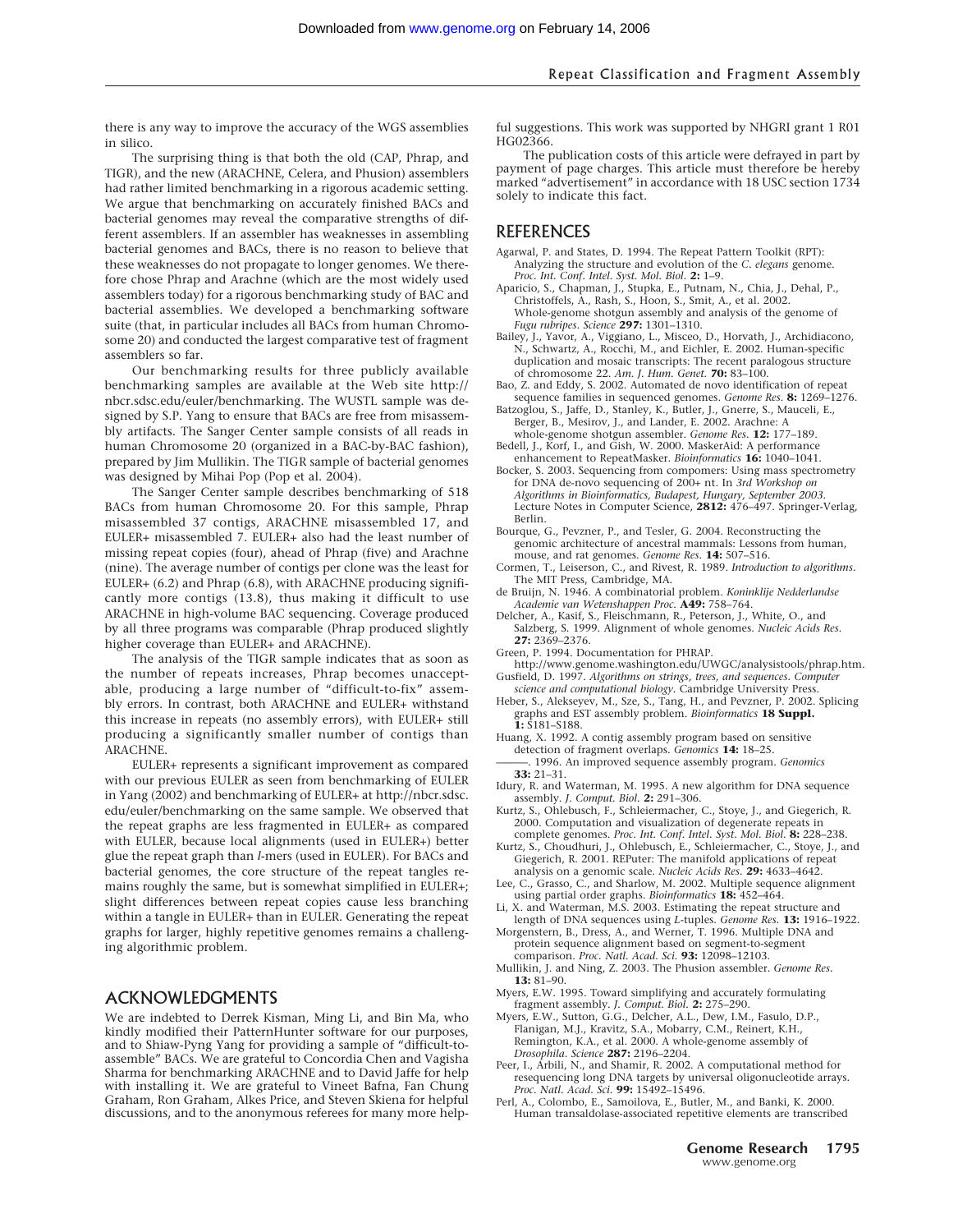there is any way to improve the accuracy of the WGS assemblies in silico.

The surprising thing is that both the old (CAP, Phrap, and TIGR), and the new (ARACHNE, Celera, and Phusion) assemblers had rather limited benchmarking in a rigorous academic setting. We argue that benchmarking on accurately finished BACs and bacterial genomes may reveal the comparative strengths of different assemblers. If an assembler has weaknesses in assembling bacterial genomes and BACs, there is no reason to believe that these weaknesses do not propagate to longer genomes. We therefore chose Phrap and Arachne (which are the most widely used assemblers today) for a rigorous benchmarking study of BAC and bacterial assemblies. We developed a benchmarking software suite (that, in particular includes all BACs from human Chromosome 20) and conducted the largest comparative test of fragment assemblers so far.

Our benchmarking results for three publicly available benchmarking samples are available at the Web site http://nbcr.sdsc.edu/euler/benchmarking. The WUSTL sample was designed by S.P. Yang to ensure that BACs are free from misassembly artifacts. The Sanger Center sample consists of all reads in human Chromosome 20 (organized in a BAC-by-BAC fashion), prepared by Jim Mullikin. The TIGR sample of bacterial genomes was designed by Mihai Pop (Pop et al. 2004).

The Sanger Center sample describes benchmarking of 518 BACs from human Chromosome 20. For this sample, Phrap misassembled 37 contigs, ARACHNE misassembled 17, and EULER+ misassembled 7. EULER+ also had the least number of missing repeat copies (four), ahead of Phrap (five) and Arachne (nine). The average number of contigs per clone was the least for EULER+ (6.2) and Phrap (6.8), with ARACHNE producing significantly more contigs (13.8), thus making it difficult to use ARACHNE in high-volume BAC sequencing. Coverage produced by all three programs was comparable (Phrap produced slightly higher coverage than EULER+ and ARACHNE).

The analysis of the TIGR sample indicates that as soon as the number of repeats increases, Phrap becomes unacceptable, producing a large number of "difficult-to-fix" assembly errors. In contrast, both ARACHNE and EULER+ withstand this increase in repeats (no assembly errors), with EULER+ still producing a significantly smaller number of contigs than ARACHNE.

EULER+ represents a significant improvement as compared with our previous EULER as seen from benchmarking of EULER in Yang (2002) and benchmarking of EULER+ at http://nbcr.sdsc.edu/euler/benchmarking on the same sample. We observed that the repeat graphs are less fragmented in EULER+ as compared with EULER, because local alignments (used in EULER+) better glue the repeat graph than *l*-mers (used in EULER). For BACs and bacterial genomes, the core structure of the repeat tangles remains roughly the same, but is somewhat simplified in EULER+; slight differences between repeat copies cause less branching within a tangle in EULER+ than in EULER. Generating the repeat graphs for larger, highly repetitive genomes remains a challenging algorithmic problem.

## ACKNOWLEDGMENTS

We are indebted to Derrek Kisman, Ming Li, and Bin Ma, who kindly modified their PatternHunter software for our purposes, and to Shiaw-Pyng Yang for providing a sample of "difficult-to-assemble" BACs. We are grateful to Concordia Chen and Vagisha Sharma for benchmarking ARACHNE and to David Jaffe for help with installing it. We are grateful to Vineet Bafna, Fan Chung Graham, Ron Graham, Alkes Price, and Steven Skiena for helpful discussions, and to the anonymous referees for many more helpful suggestions. This work was supported by NHGRI grant 1 R01 HG02366.

The publication costs of this article were defrayed in part by payment of page charges. This article must therefore be hereby marked "advertisement" in accordance with 18 USC section 1734 solely to indicate this fact.

## REFERENCES

Agarwal, P. and States, D. 1994. The Repeat Pattern Toolkit (RPT): Analyzing the structure and evolution of the *C. elegans* genome. *Proc. Int. Conf. Intel. Syst. Mol. Biol.* **2:** 1–9.

Aparicio, S., Chapman, J., Stupka, E., Putnam, N., Chia, J., Dehal, P., Christoffels, A., Rash, S., Hoon, S., Smit, A., et al. 2002. Whole-genome shotgun assembly and analysis of the genome of *Fugu rubripes*. *Science* **297:** 1301–1310.

Bailey, J., Yavor, A., Viggiano, L., Misceo, D., Horvath, J., Archidiacono, N., Schwartz, A., Rocchi, M., and Eichler, E. 2002. Human-specific duplication and mosaic transcripts: The recent paralogous structure of chromosome 22. *Am. J. Hum. Genet.* **70:** 83–100.

Bao, Z. and Eddy, S. 2002. Automated de novo identification of repeat sequence families in sequenced genomes. *Genome Res.* **8:** 1269–1276.

Batzoglou, S., Jaffe, D., Stanley, K., Butler, J., Gnerre, S., Mauceli, E., Berger, B., Mesirov, J., and Lander, E. 2002. Arachne: A whole-genome shotgun assembler. *Genome Res.* **12:** 177–189.

Bedell, J., Korf, I., and Gish, W. 2000. MaskerAid: A performance enhancement to RepeatMasker. *Bioinformatics* **16:** 1040–1041.

Bocker, S. 2003. Sequencing from compomers: Using mass spectrometry for DNA de-novo sequencing of 200+ nt. In *3rd Workshop on Algorithms in Bioinformatics, Budapest, Hungary, September 2003.* Lecture Notes in Computer Science, **2812:** 476–497. Springer-Verlag, Berlin.

Bourque, G., Pevzner, P., and Tesler, G. 2004. Reconstructing the genomic architecture of ancestral mammals: Lessons from human, mouse, and rat genomes. *Genome Res.* **14:** 507–516.

Cormen, T., Leiserson, C., and Rivest, R. 1989. *Introduction to algorithms.* The MIT Press, Cambridge, MA.

de Bruijn, N. 1946. A combinatorial problem. *Koninklije Nedderlandse Academie van Wetenshappen Proc.* **A49:** 758–764.

Delcher, A., Kasif, S., Fleischmann, R., Peterson, J., White, O., and Salzberg, S. 1999. Alignment of whole genomes. *Nucleic Acids Res.* **27:** 2369–2376.

Green, P. 1994. Documentation for PHRAP. http://www.genome.washington.edu/UWGC/analysistools/phrap.htm.

Gusfield, D. 1997. *Algorithms on strings, trees, and sequences. Computer science and computational biology.* Cambridge University Press.

Heber, S., Alekseyev, M., Sze, S., Tang, H., and Pevzner, P. 2002. Splicing graphs and EST assembly problem. *Bioinformatics* **18 Suppl. 1:** S181–S188.

Huang, X. 1992. A contig assembly program based on sensitive detection of fragment overlaps. *Genomics* **14:** 18–25.

———. 1996. An improved sequence assembly program. *Genomics* **33:** 21–31.

Idury, R. and Waterman, M. 1995. A new algorithm for DNA sequence assembly. *J. Comput. Biol.* **2:** 291–306.

Kurtz, S., Ohlebusch, F., Schleiermacher, C., Stoye, J., and Giegerich, R. 2000. Computation and visualization of degenerate repeats in complete genomes. *Proc. Int. Conf. Intel. Syst. Mol. Biol.* **8:** 228–238.

Kurtz, S., Choudhuri, J., Ohlebusch, E., Schleiermacher, C., Stoye, J., and Giegerich, R. 2001. REPuter: The manifold applications of repeat analysis on a genomic scale. *Nucleic Acids Res.* **29:** 4633–4642.

Lee, C., Grasso, C., and Sharlow, M. 2002. Multiple sequence alignment using partial order graphs. *Bioinformatics* **18:** 452–464.

Li, X. and Waterman, M.S. 2003. Estimating the repeat structure and length of DNA sequences using *L*-tuples. *Genome Res.* **13:** 1916–1922.

Morgenstern, B., Dress, A., and Werner, T. 1996. Multiple DNA and protein sequence alignment based on segment-to-segment comparison. *Proc. Natl. Acad. Sci.* **93:** 12098–12103.

Mullikin, J. and Ning, Z. 2003. The Phusion assembler. *Genome Res.* **13:** 81–90.

Myers, E.W. 1995. Toward simplifying and accurately formulating fragment assembly. *J. Comput. Biol.* **2:** 275–290.

Myers, E.W., Sutton, G.G., Delcher, A.L., Dew, I.M., Fasulo, D.P., Flanigan, M.J., Kravitz, S.A., Mobarry, C.M., Reinert, K.H., Remington, K.A., et al. 2000. A whole-genome assembly of *Drosophila*. *Science* **287:** 2196–2204.

Peer, I., Arbili, N., and Shamir, R. 2002. A computational method for resequencing long DNA targets by universal oligonucleotide arrays. *Proc. Natl. Acad. Sci.* **99:** 15492–15496.

Perl, A., Colombo, E., Samoilova, E., Butler, M., and Banki, K. 2000. Human transaldolase-associated repetitive elements are transcribed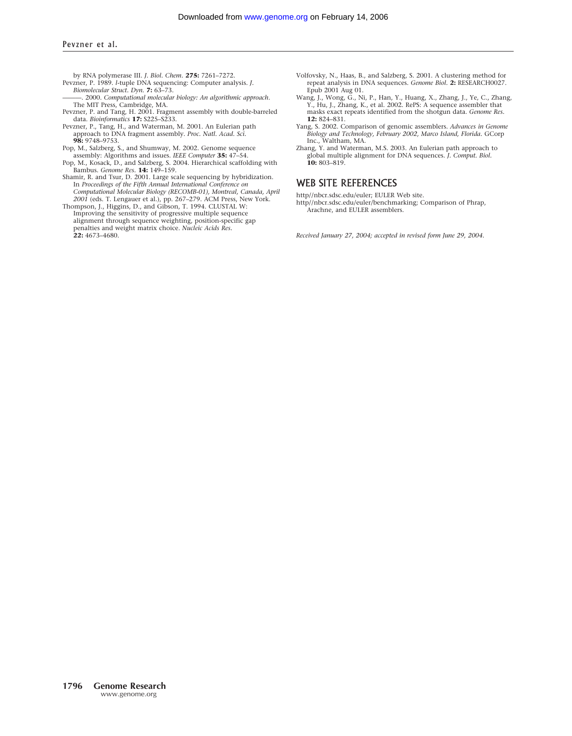by RNA polymerase III. *J. Biol. Chem.* **275:** 7261–7272.

Pevzner, P. 1989. *l*-tuple DNA sequencing: Computer analysis. *J. Biomolecular Struct. Dyn.* **7:** 63–73.

———. 2000. *Computational molecular biology: An algorithmic approach*. The MIT Press, Cambridge, MA.

Pevzner, P. and Tang, H. 2001. Fragment assembly with double-barreled data. *Bioinformatics* **17:** S225–S233.

Pevzner, P., Tang, H., and Waterman, M. 2001. An Eulerian path approach to DNA fragment assembly. *Proc. Natl. Acad. Sci.* **98:** 9748–9753.

Pop, M., Salzberg, S., and Shumway, M. 2002. Genome sequence assembly: Algorithms and issues. *IEEE Computer* **35:** 47–54.

Pop, M., Kosack, D., and Salzberg, S. 2004. Hierarchical scaffolding with Bambus. *Genome Res.* **14:** 149–159.

Shamir, R. and Tsur, D. 2001. Large scale sequencing by hybridization. In *Proceedings of the Fifth Annual International Conference on Computational Molecular Biology (RECOMB-01), Montreal, Canada, April 2001* (eds. T. Lengauer et al.), pp. 267–279. ACM Press, New York.

Thompson, J., Higgins, D., and Gibson, T. 1994. CLUSTAL W: Improving the sensitivity of progressive multiple sequence alignment through sequence weighting, position-specific gap penalties and weight matrix choice. *Nucleic Acids Res.* **22:** 4673–4680.

Volfovsky, N., Haas, B., and Salzberg, S. 2001. A clustering method for repeat analysis in DNA sequences. *Genome Biol.* **2:** RESEARCH0027. Epub 2001 Aug 01.

Wang, J., Wong, G., Ni, P., Han, Y., Huang, X., Zhang, J., Ye, C., Zhang, Y., Hu, J., Zhang, K., et al. 2002. RePS: A sequence assembler that masks exact repeats identified from the shotgun data. *Genome Res.* **12:** 824–831.

Yang, S. 2002. Comparison of genomic assemblers. *Advances in Genome Biology and Technology, February 2002, Marco Island, Florida*. GCorp Inc., Waltham, MA.

Zhang, Y. and Waterman, M.S. 2003. An Eulerian path approach to global multiple alignment for DNA sequences. *J. Comput. Biol.* **10:** 803–819.

## WEB SITE REFERENCES

http//nbcr.sdsc.edu/euler; EULER Web site.

http//nbcr.sdsc.edu/euler/benchmarking; Comparison of Phrap, Arachne, and EULER assemblers.

*Received January 27, 2004; accepted in revised form June 29, 2004.*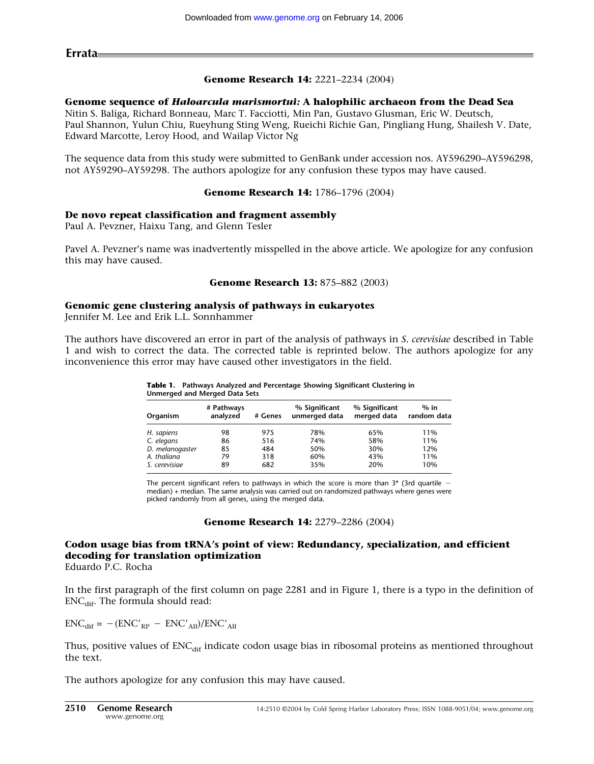# Errata

**Genome Research 14:** 2221–2234 (2004)

**Genome sequence of *Haloarcula marismortui:* A halophilic archaeon from the Dead Sea**
Nitin S. Baliga, Richard Bonneau, Marc T. Facciotti, Min Pan, Gustavo Glusman, Eric W. Deutsch, Paul Shannon, Yulun Chiu, Rueyhung Sting Weng, Rueichi Richie Gan, Pingliang Hung, Shailesh V. Date, Edward Marcotte, Leroy Hood, and Wailap Victor Ng

The sequence data from this study were submitted to GenBank under accession nos. AY596290–AY596298, not AY59290–AY59298. The authors apologize for any confusion these typos may have caused.

**Genome Research 14:** 1786–1796 (2004)

**De novo repeat classification and fragment assembly**
Paul A. Pevzner, Haixu Tang, and Glenn Tesler

Pavel A. Pevzner's name was inadvertently misspelled in the above article. We apologize for any confusion this may have caused.

**Genome Research 13:** 875–882 (2003)

**Genomic gene clustering analysis of pathways in eukaryotes**
Jennifer M. Lee and Erik L.L. Sonnhammer

The authors have discovered an error in part of the analysis of pathways in *S. cerevisiae* described in Table 1 and wish to correct the data. The corrected table is reprinted below. The authors apologize for any inconvenience this error may have caused other investigators in the field.

**Table 1. Pathways Analyzed and Percentage Showing Significant Clustering in Unmerged and Merged Data Sets**

| Organism | # Pathways analyzed | # Genes | % Significant unmerged data | % Significant merged data | % in random data |
|---|---|---|---|---|---|
| *H. sapiens* | 98 | 975 | 78% | 65% | 11% |
| *C. elegans* | 86 | 516 | 74% | 58% | 11% |
| *D. melanogaster* | 85 | 484 | 50% | 30% | 12% |
| *A. thaliana* | 79 | 318 | 60% | 43% | 11% |
| *S. cerevisiae* | 89 | 682 | 35% | 20% | 10% |

The percent significant refers to pathways in which the score is more than 3* (3rd quartile − median) + median. The same analysis was carried out on randomized pathways where genes were picked randomly from all genes, using the merged data.

**Genome Research 14:** 2279–2286 (2004)

**Codon usage bias from tRNA's point of view: Redundancy, specialization, and efficient decoding for translation optimization**
Eduardo P.C. Rocha

In the first paragraph of the first column on page 2281 and in Figure 1, there is a typo in the definition of $ENC_{dif}$. The formula should read:

$$ENC_{dif} = -(ENC'_{RP} - ENC'_{All})/ENC'_{All}$$

Thus, positive values of $ENC_{dif}$ indicate codon usage bias in ribosomal proteins as mentioned throughout the text.

The authors apologize for any confusion this may have caused.